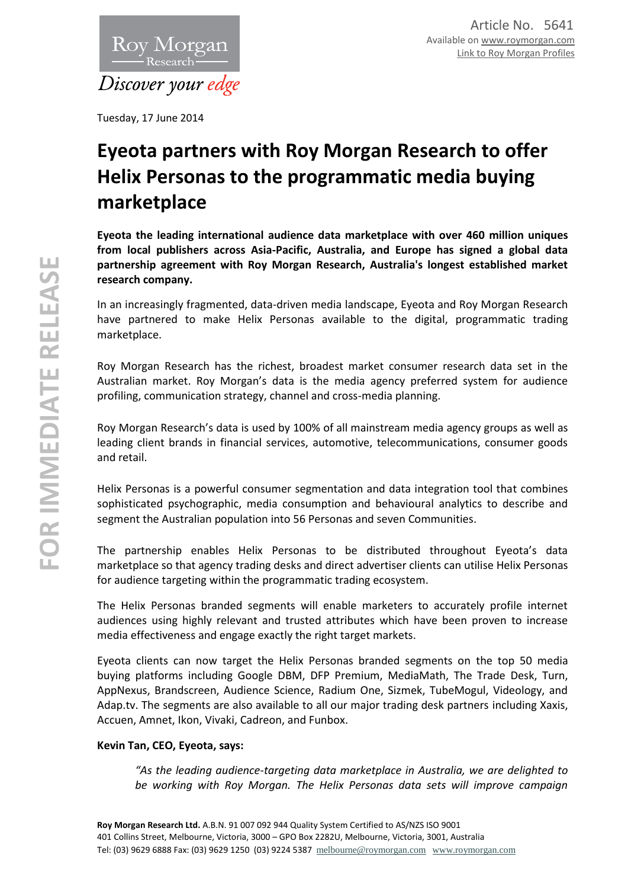Article No. 5641
Available on www.roymorgan.com
Link to Roy Morgan Profiles

Tuesday, 17 June 2014

# Eyeota partners with Roy Morgan Research to offer Helix Personas to the programmatic media buying marketplace

**Eyeota the leading international audience data marketplace with over 460 million uniques from local publishers across Asia-Pacific, Australia, and Europe has signed a global data partnership agreement with Roy Morgan Research, Australia's longest established market research company.**

In an increasingly fragmented, data-driven media landscape, Eyeota and Roy Morgan Research have partnered to make Helix Personas available to the digital, programmatic trading marketplace.

Roy Morgan Research has the richest, broadest market consumer research data set in the Australian market. Roy Morgan's data is the media agency preferred system for audience profiling, communication strategy, channel and cross-media planning.

Roy Morgan Research's data is used by 100% of all mainstream media agency groups as well as leading client brands in financial services, automotive, telecommunications, consumer goods and retail.

Helix Personas is a powerful consumer segmentation and data integration tool that combines sophisticated psychographic, media consumption and behavioural analytics to describe and segment the Australian population into 56 Personas and seven Communities.

The partnership enables Helix Personas to be distributed throughout Eyeota's data marketplace so that agency trading desks and direct advertiser clients can utilise Helix Personas for audience targeting within the programmatic trading ecosystem.

The Helix Personas branded segments will enable marketers to accurately profile internet audiences using highly relevant and trusted attributes which have been proven to increase media effectiveness and engage exactly the right target markets.

Eyeota clients can now target the Helix Personas branded segments on the top 50 media buying platforms including Google DBM, DFP Premium, MediaMath, The Trade Desk, Turn, AppNexus, Brandscreen, Audience Science, Radium One, Sizmek, TubeMogul, Videology, and Adap.tv. The segments are also available to all our major trading desk partners including Xaxis, Accuen, Amnet, Ikon, Vivaki, Cadreon, and Funbox.

**Kevin Tan, CEO, Eyeota, says:**

> *"As the leading audience-targeting data marketplace in Australia, we are delighted to be working with Roy Morgan. The Helix Personas data sets will improve campaign*

**Roy Morgan Research Ltd.** A.B.N. 91 007 092 944 Quality System Certified to AS/NZS ISO 9001
401 Collins Street, Melbourne, Victoria, 3000 – GPO Box 2282U, Melbourne, Victoria, 3001, Australia
Tel: (03) 9629 6888 Fax: (03) 9629 1250 (03) 9224 5387 melbourne@roymorgan.com www.roymorgan.com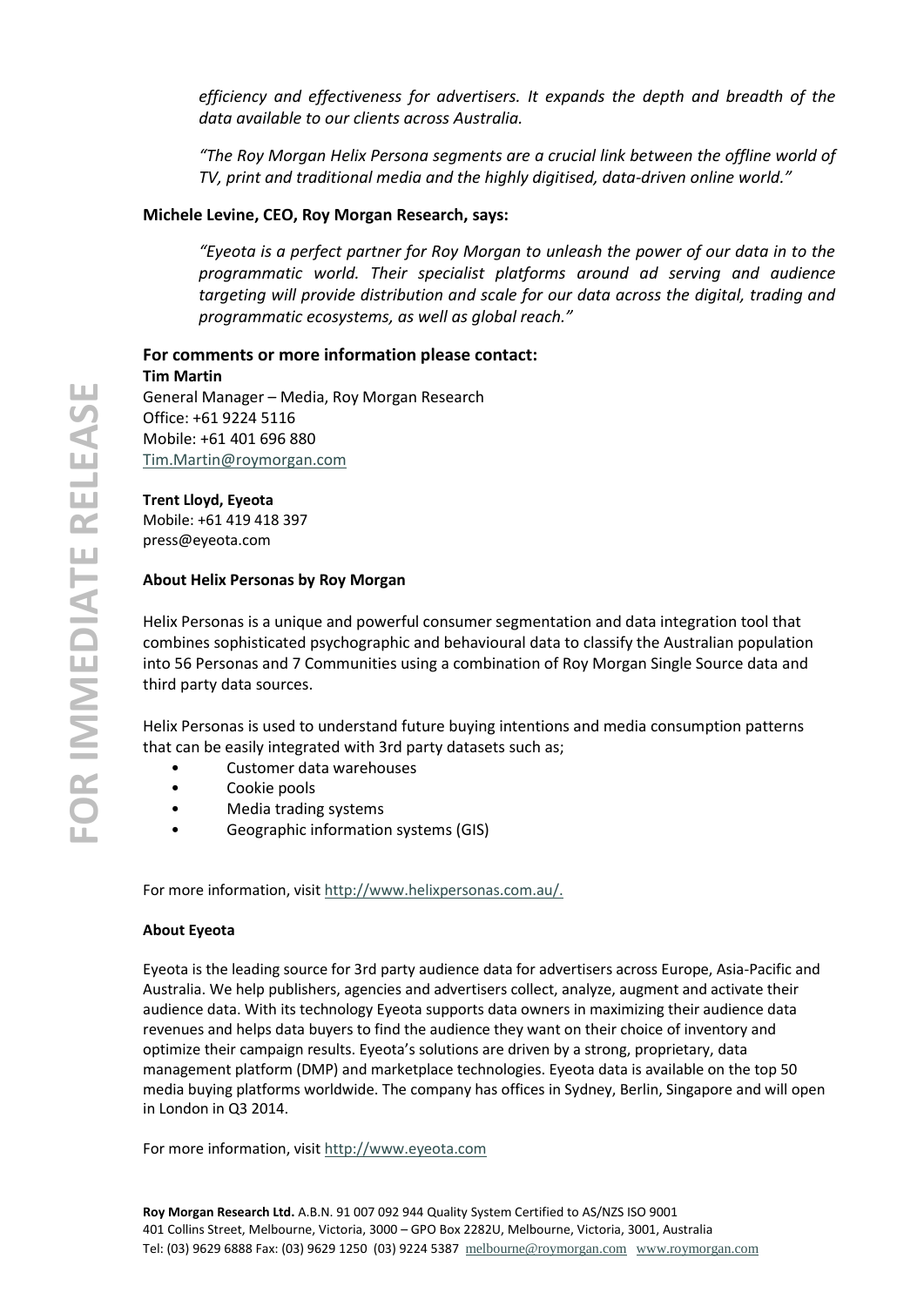*efficiency and effectiveness for advertisers. It expands the depth and breadth of the data available to our clients across Australia.*

*"The Roy Morgan Helix Persona segments are a crucial link between the offline world of TV, print and traditional media and the highly digitised, data-driven online world."*

**Michele Levine, CEO, Roy Morgan Research, says:**

*"Eyeota is a perfect partner for Roy Morgan to unleash the power of our data in to the programmatic world. Their specialist platforms around ad serving and audience targeting will provide distribution and scale for our data across the digital, trading and programmatic ecosystems, as well as global reach."*

## For comments or more information please contact:

**Tim Martin**
General Manager – Media, Roy Morgan Research
Office: +61 9224 5116
Mobile: +61 401 696 880
Tim.Martin@roymorgan.com

**Trent Lloyd, Eyeota**
Mobile: +61 419 418 397
press@eyeota.com

### About Helix Personas by Roy Morgan

Helix Personas is a unique and powerful consumer segmentation and data integration tool that combines sophisticated psychographic and behavioural data to classify the Australian population into 56 Personas and 7 Communities using a combination of Roy Morgan Single Source data and third party data sources.

Helix Personas is used to understand future buying intentions and media consumption patterns that can be easily integrated with 3rd party datasets such as;

- Customer data warehouses
- Cookie pools
- Media trading systems
- Geographic information systems (GIS)

For more information, visit http://www.helixpersonas.com.au/.

### About Eyeota

Eyeota is the leading source for 3rd party audience data for advertisers across Europe, Asia-Pacific and Australia. We help publishers, agencies and advertisers collect, analyze, augment and activate their audience data. With its technology Eyeota supports data owners in maximizing their audience data revenues and helps data buyers to find the audience they want on their choice of inventory and optimize their campaign results. Eyeota's solutions are driven by a strong, proprietary, data management platform (DMP) and marketplace technologies. Eyeota data is available on the top 50 media buying platforms worldwide. The company has offices in Sydney, Berlin, Singapore and will open in London in Q3 2014.

For more information, visit http://www.eyeota.com

**Roy Morgan Research Ltd.** A.B.N. 91 007 092 944 Quality System Certified to AS/NZS ISO 9001
401 Collins Street, Melbourne, Victoria, 3000 – GPO Box 2282U, Melbourne, Victoria, 3001, Australia
Tel: (03) 9629 6888 Fax: (03) 9629 1250 (03) 9224 5387 melbourne@roymorgan.com www.roymorgan.com